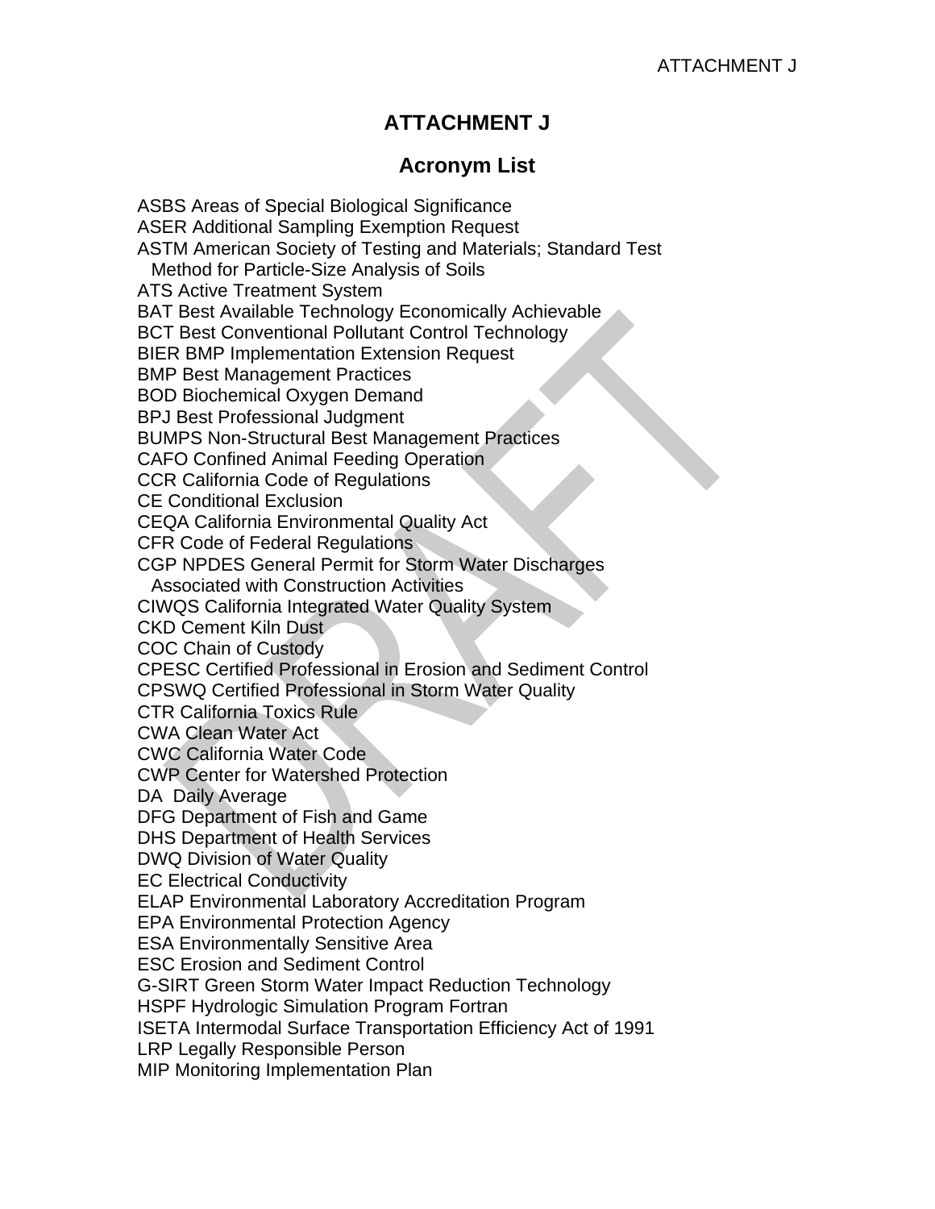# ATTACHMENT J

## Acronym List

ASBS Areas of Special Biological Significance
ASER Additional Sampling Exemption Request
ASTM American Society of Testing and Materials; Standard Test Method for Particle-Size Analysis of Soils
ATS Active Treatment System
BAT Best Available Technology Economically Achievable
BCT Best Conventional Pollutant Control Technology
BIER BMP Implementation Extension Request
BMP Best Management Practices
BOD Biochemical Oxygen Demand
BPJ Best Professional Judgment
BUMPS Non-Structural Best Management Practices
CAFO Confined Animal Feeding Operation
CCR California Code of Regulations
CE Conditional Exclusion
CEQA California Environmental Quality Act
CFR Code of Federal Regulations
CGP NPDES General Permit for Storm Water Discharges Associated with Construction Activities
CIWQS California Integrated Water Quality System
CKD Cement Kiln Dust
COC Chain of Custody
CPESC Certified Professional in Erosion and Sediment Control
CPSWQ Certified Professional in Storm Water Quality
CTR California Toxics Rule
CWA Clean Water Act
CWC California Water Code
CWP Center for Watershed Protection
DA Daily Average
DFG Department of Fish and Game
DHS Department of Health Services
DWQ Division of Water Quality
EC Electrical Conductivity
ELAP Environmental Laboratory Accreditation Program
EPA Environmental Protection Agency
ESA Environmentally Sensitive Area
ESC Erosion and Sediment Control
G-SIRT Green Storm Water Impact Reduction Technology
HSPF Hydrologic Simulation Program Fortran
ISETA Intermodal Surface Transportation Efficiency Act of 1991
LRP Legally Responsible Person
MIP Monitoring Implementation Plan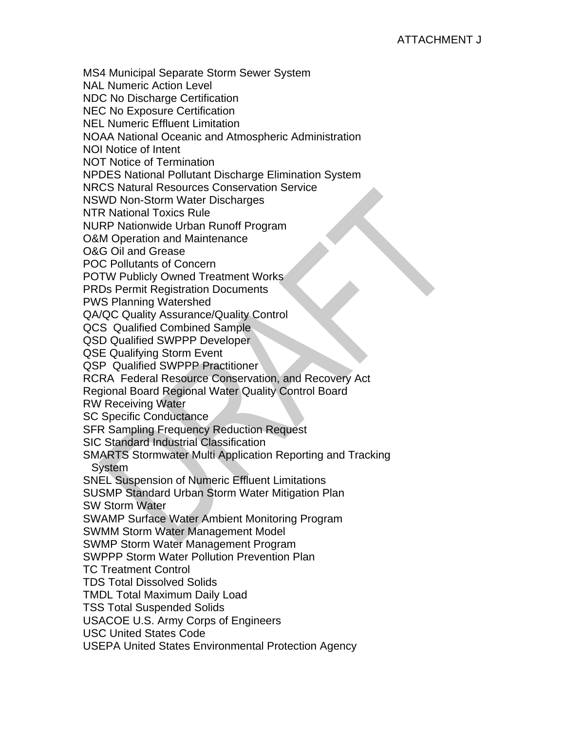MS4 Municipal Separate Storm Sewer System
NAL Numeric Action Level
NDC No Discharge Certification
NEC No Exposure Certification
NEL Numeric Effluent Limitation
NOAA National Oceanic and Atmospheric Administration
NOI Notice of Intent
NOT Notice of Termination
NPDES National Pollutant Discharge Elimination System
NRCS Natural Resources Conservation Service
NSWD Non-Storm Water Discharges
NTR National Toxics Rule
NURP Nationwide Urban Runoff Program
O&M Operation and Maintenance
O&G Oil and Grease
POC Pollutants of Concern
POTW Publicly Owned Treatment Works
PRDs Permit Registration Documents
PWS Planning Watershed
QA/QC Quality Assurance/Quality Control
QCS Qualified Combined Sample
QSD Qualified SWPPP Developer
QSE Qualifying Storm Event
QSP Qualified SWPPP Practitioner
RCRA Federal Resource Conservation, and Recovery Act
Regional Board Regional Water Quality Control Board
RW Receiving Water
SC Specific Conductance
SFR Sampling Frequency Reduction Request
SIC Standard Industrial Classification
SMARTS Stormwater Multi Application Reporting and Tracking System
SNEL Suspension of Numeric Effluent Limitations
SUSMP Standard Urban Storm Water Mitigation Plan
SW Storm Water
SWAMP Surface Water Ambient Monitoring Program
SWMM Storm Water Management Model
SWMP Storm Water Management Program
SWPPP Storm Water Pollution Prevention Plan
TC Treatment Control
TDS Total Dissolved Solids
TMDL Total Maximum Daily Load
TSS Total Suspended Solids
USACOE U.S. Army Corps of Engineers
USC United States Code
USEPA United States Environmental Protection Agency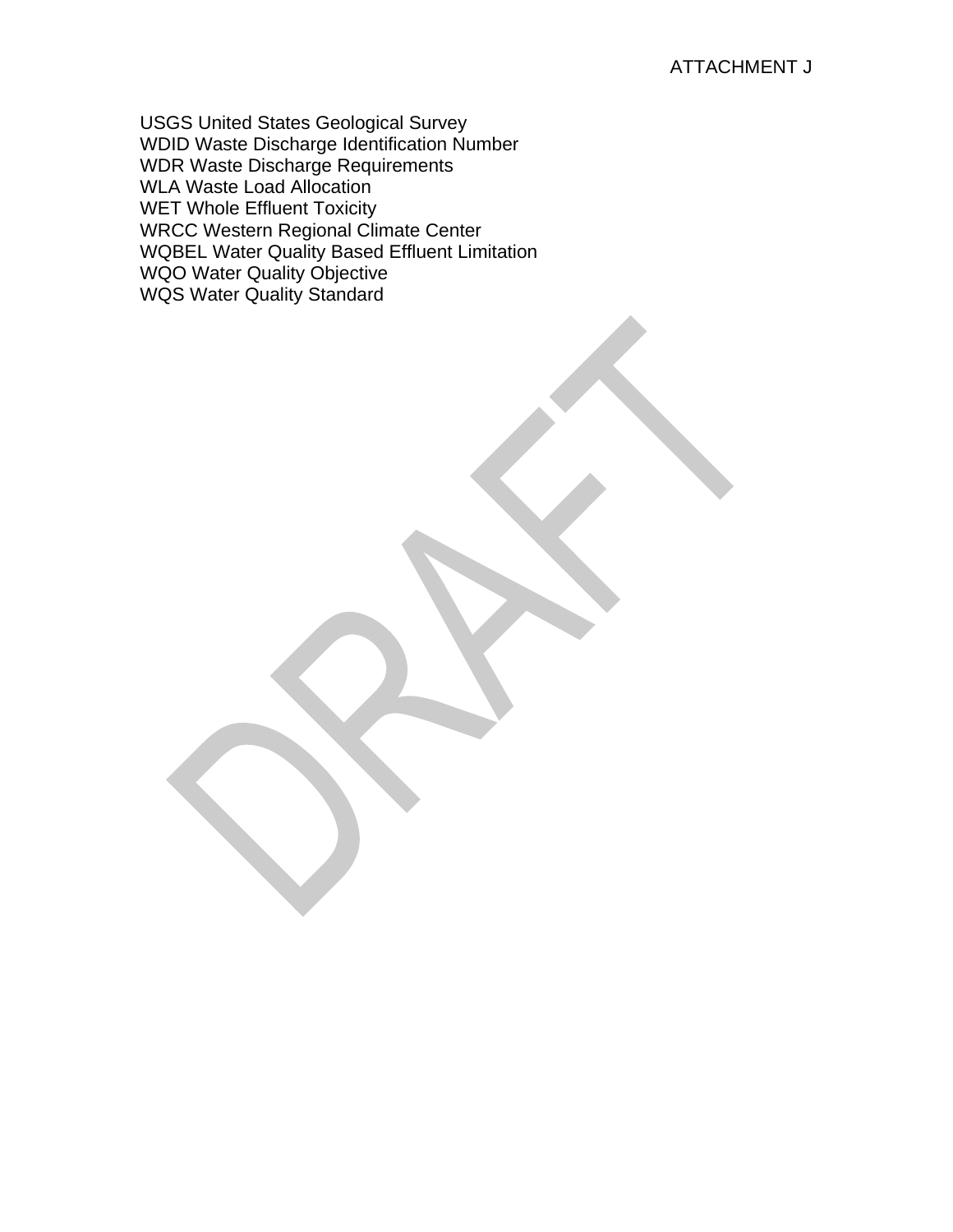USGS United States Geological Survey
WDID Waste Discharge Identification Number
WDR Waste Discharge Requirements
WLA Waste Load Allocation
WET Whole Effluent Toxicity
WRCC Western Regional Climate Center
WQBEL Water Quality Based Effluent Limitation
WQO Water Quality Objective
WQS Water Quality Standard